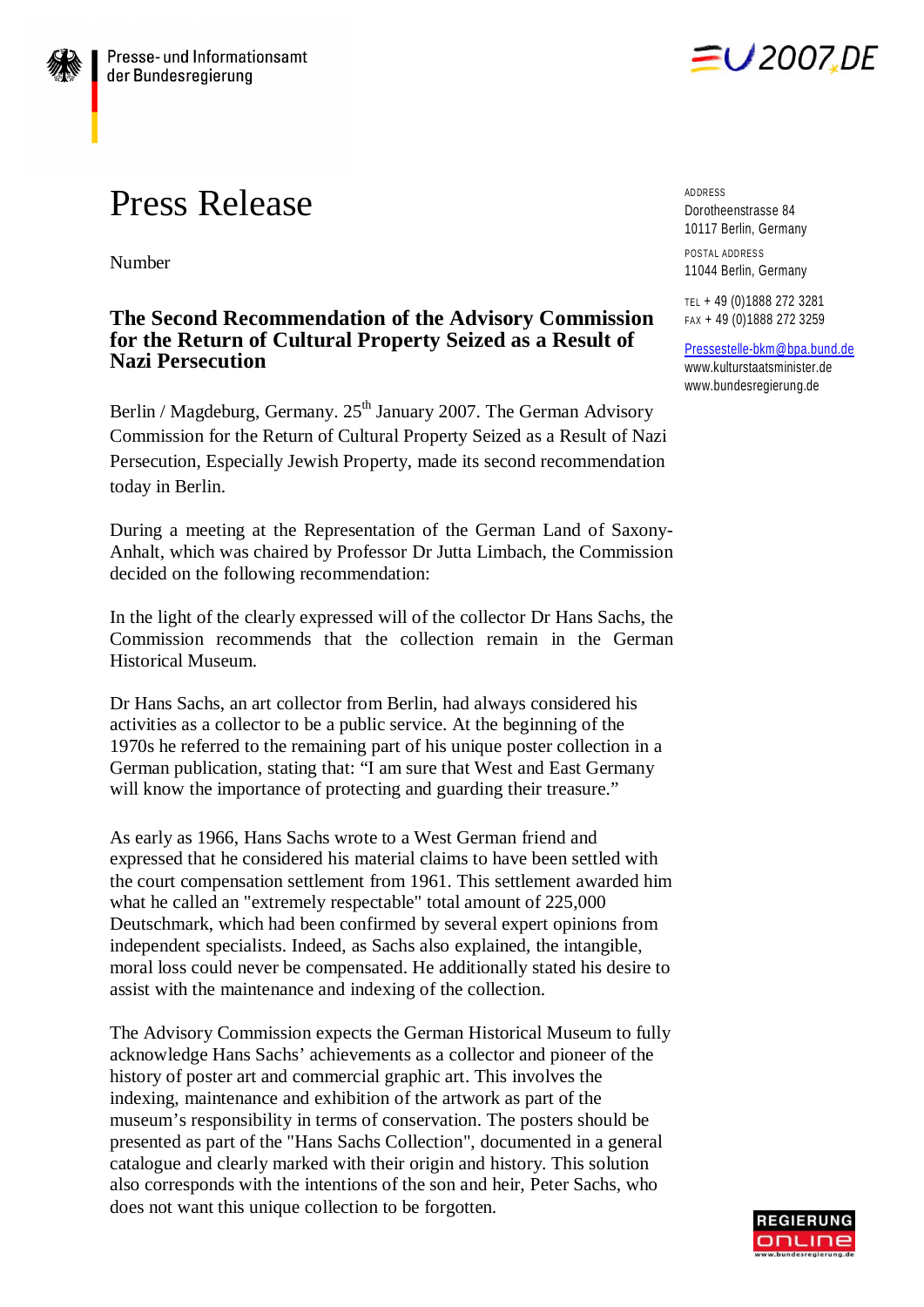Presse- und Informationsamt der Bundesregierung

EU2007.DE

# Press Release

Number

ADDRESS
Dorotheenstrasse 84
10117 Berlin, Germany

POSTAL ADDRESS
11044 Berlin, Germany

TEL + 49 (0)1888 272 3281
FAX + 49 (0)1888 272 3259

Pressestelle-bkm@bpa.bund.de
www.kulturstaatsminister.de
www.bundesregierung.de

## The Second Recommendation of the Advisory Commission for the Return of Cultural Property Seized as a Result of Nazi Persecution

Berlin / Magdeburg, Germany. 25th January 2007. The German Advisory Commission for the Return of Cultural Property Seized as a Result of Nazi Persecution, Especially Jewish Property, made its second recommendation today in Berlin.

During a meeting at the Representation of the German Land of Saxony-Anhalt, which was chaired by Professor Dr Jutta Limbach, the Commission decided on the following recommendation:

In the light of the clearly expressed will of the collector Dr Hans Sachs, the Commission recommends that the collection remain in the German Historical Museum.

Dr Hans Sachs, an art collector from Berlin, had always considered his activities as a collector to be a public service. At the beginning of the 1970s he referred to the remaining part of his unique poster collection in a German publication, stating that: "I am sure that West and East Germany will know the importance of protecting and guarding their treasure."

As early as 1966, Hans Sachs wrote to a West German friend and expressed that he considered his material claims to have been settled with the court compensation settlement from 1961. This settlement awarded him what he called an "extremely respectable" total amount of 225,000 Deutschmark, which had been confirmed by several expert opinions from independent specialists. Indeed, as Sachs also explained, the intangible, moral loss could never be compensated. He additionally stated his desire to assist with the maintenance and indexing of the collection.

The Advisory Commission expects the German Historical Museum to fully acknowledge Hans Sachs' achievements as a collector and pioneer of the history of poster art and commercial graphic art. This involves the indexing, maintenance and exhibition of the artwork as part of the museum's responsibility in terms of conservation. The posters should be presented as part of the "Hans Sachs Collection", documented in a general catalogue and clearly marked with their origin and history. This solution also corresponds with the intentions of the son and heir, Peter Sachs, who does not want this unique collection to be forgotten.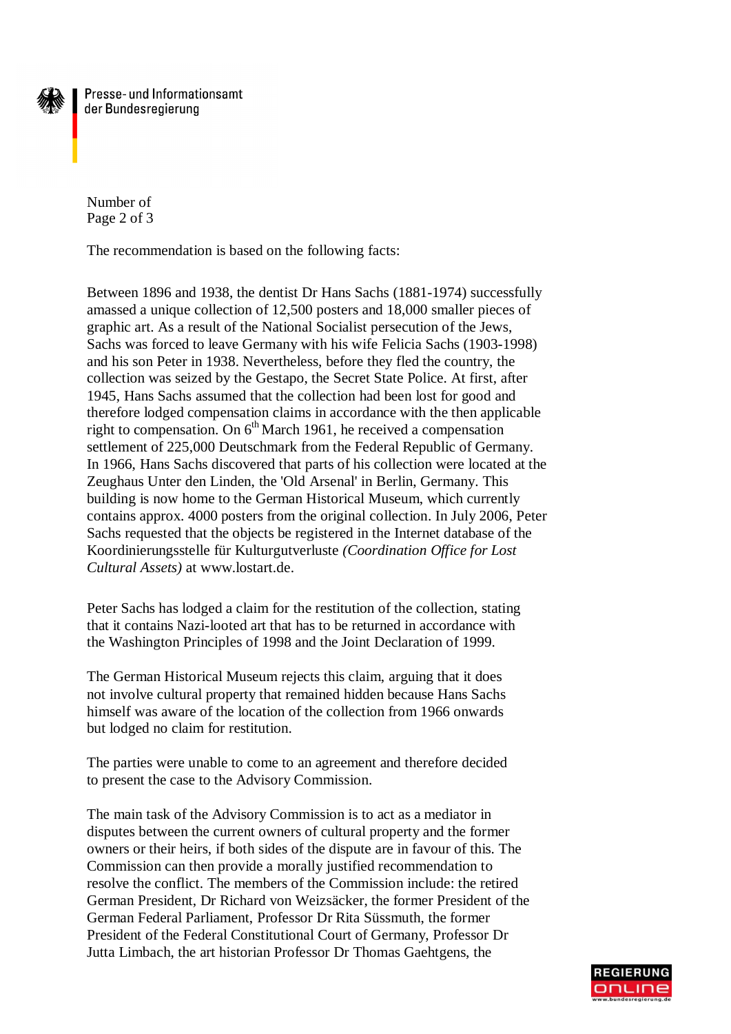Number of

The recommendation is based on the following facts:

Between 1896 and 1938, the dentist Dr Hans Sachs (1881-1974) successfully amassed a unique collection of 12,500 posters and 18,000 smaller pieces of graphic art. As a result of the National Socialist persecution of the Jews, Sachs was forced to leave Germany with his wife Felicia Sachs (1903-1998) and his son Peter in 1938. Nevertheless, before they fled the country, the collection was seized by the Gestapo, the Secret State Police. At first, after 1945, Hans Sachs assumed that the collection had been lost for good and therefore lodged compensation claims in accordance with the then applicable right to compensation. On 6th March 1961, he received a compensation settlement of 225,000 Deutschmark from the Federal Republic of Germany. In 1966, Hans Sachs discovered that parts of his collection were located at the Zeughaus Unter den Linden, the 'Old Arsenal' in Berlin, Germany. This building is now home to the German Historical Museum, which currently contains approx. 4000 posters from the original collection. In July 2006, Peter Sachs requested that the objects be registered in the Internet database of the Koordinierungsstelle für Kulturgutverluste *(Coordination Office for Lost Cultural Assets)* at www.lostart.de.

Peter Sachs has lodged a claim for the restitution of the collection, stating that it contains Nazi-looted art that has to be returned in accordance with the Washington Principles of 1998 and the Joint Declaration of 1999.

The German Historical Museum rejects this claim, arguing that it does not involve cultural property that remained hidden because Hans Sachs himself was aware of the location of the collection from 1966 onwards but lodged no claim for restitution.

The parties were unable to come to an agreement and therefore decided to present the case to the Advisory Commission.

The main task of the Advisory Commission is to act as a mediator in disputes between the current owners of cultural property and the former owners or their heirs, if both sides of the dispute are in favour of this. The Commission can then provide a morally justified recommendation to resolve the conflict. The members of the Commission include: the retired German President, Dr Richard von Weizsäcker, the former President of the German Federal Parliament, Professor Dr Rita Süssmuth, the former President of the Federal Constitutional Court of Germany, Professor Dr Jutta Limbach, the art historian Professor Dr Thomas Gaehtgens, the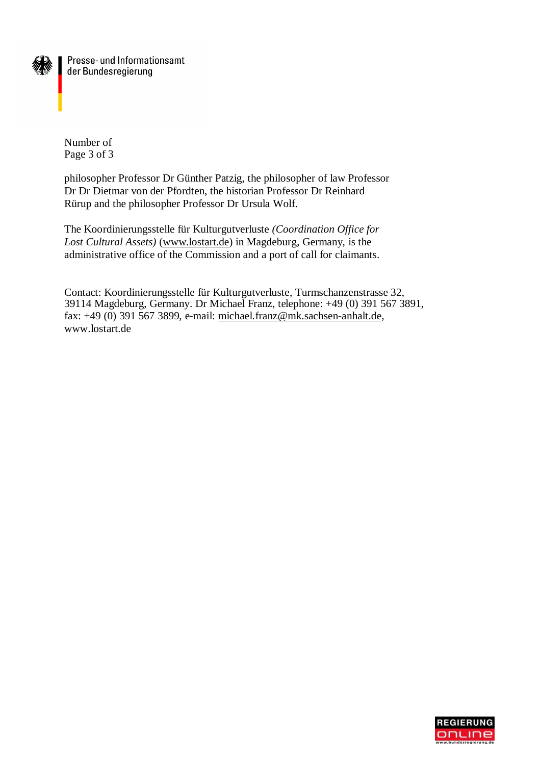philosopher Professor Dr Günther Patzig, the philosopher of law Professor Dr Dr Dietmar von der Pfordten, the historian Professor Dr Reinhard Rürup and the philosopher Professor Dr Ursula Wolf.

The Koordinierungsstelle für Kulturgutverluste *(Coordination Office for Lost Cultural Assets)* (www.lostart.de) in Magdeburg, Germany, is the administrative office of the Commission and a port of call for claimants.

Contact: Koordinierungsstelle für Kulturgutverluste, Turmschanzenstrasse 32, 39114 Magdeburg, Germany. Dr Michael Franz, telephone: +49 (0) 391 567 3891, fax: +49 (0) 391 567 3899, e-mail: michael.franz@mk.sachsen-anhalt.de, www.lostart.de